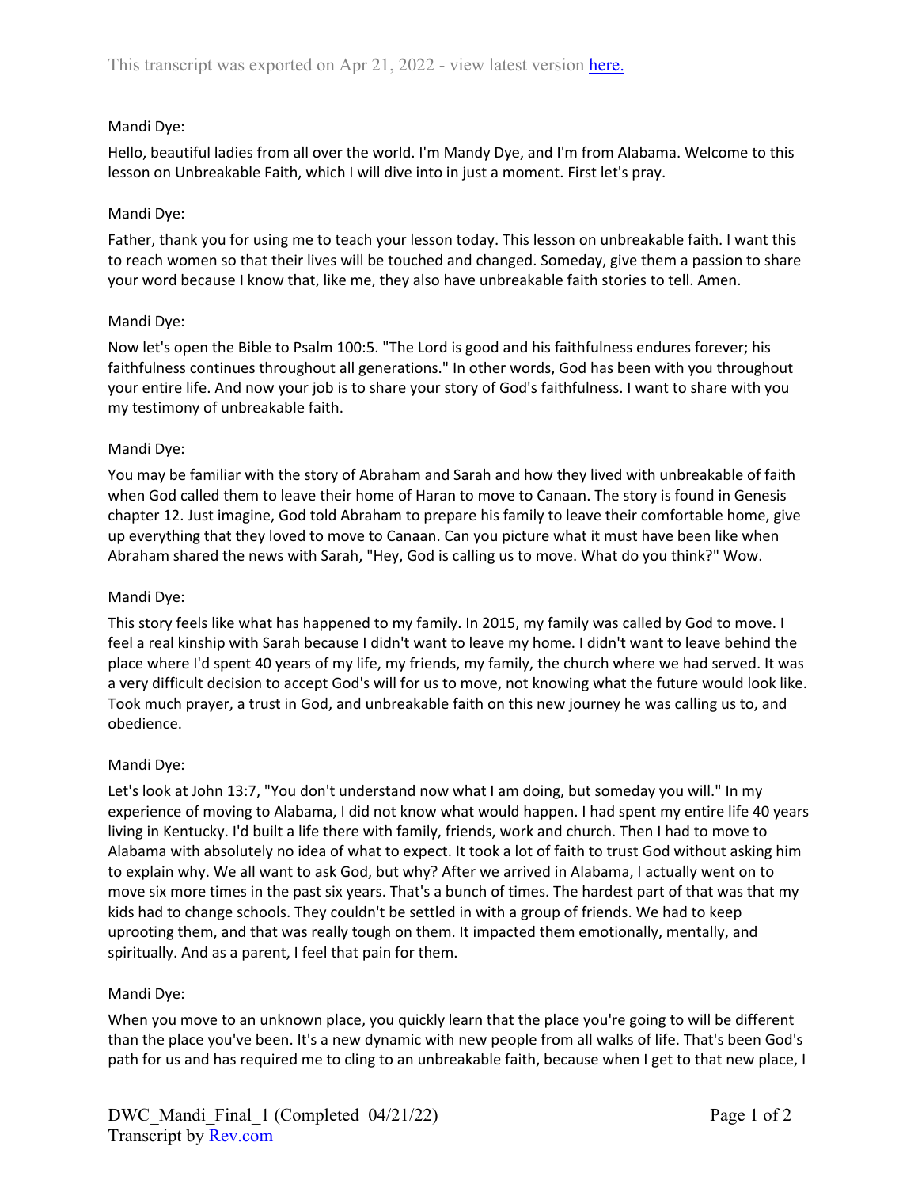This transcript was exported on Apr 21, 2022 - view latest version [here.](#)

Mandi Dye:

Hello, beautiful ladies from all over the world. I'm Mandy Dye, and I'm from Alabama. Welcome to this lesson on Unbreakable Faith, which I will dive into in just a moment. First let's pray.

Mandi Dye:

Father, thank you for using me to teach your lesson today. This lesson on unbreakable faith. I want this to reach women so that their lives will be touched and changed. Someday, give them a passion to share your word because I know that, like me, they also have unbreakable faith stories to tell. Amen.

Mandi Dye:

Now let's open the Bible to Psalm 100:5. "The Lord is good and his faithfulness endures forever; his faithfulness continues throughout all generations." In other words, God has been with you throughout your entire life. And now your job is to share your story of God's faithfulness. I want to share with you my testimony of unbreakable faith.

Mandi Dye:

You may be familiar with the story of Abraham and Sarah and how they lived with unbreakable of faith when God called them to leave their home of Haran to move to Canaan. The story is found in Genesis chapter 12. Just imagine, God told Abraham to prepare his family to leave their comfortable home, give up everything that they loved to move to Canaan. Can you picture what it must have been like when Abraham shared the news with Sarah, "Hey, God is calling us to move. What do you think?" Wow.

Mandi Dye:

This story feels like what has happened to my family. In 2015, my family was called by God to move. I feel a real kinship with Sarah because I didn't want to leave my home. I didn't want to leave behind the place where I'd spent 40 years of my life, my friends, my family, the church where we had served. It was a very difficult decision to accept God's will for us to move, not knowing what the future would look like. Took much prayer, a trust in God, and unbreakable faith on this new journey he was calling us to, and obedience.

Mandi Dye:

Let's look at John 13:7, "You don't understand now what I am doing, but someday you will." In my experience of moving to Alabama, I did not know what would happen. I had spent my entire life 40 years living in Kentucky. I'd built a life there with family, friends, work and church. Then I had to move to Alabama with absolutely no idea of what to expect. It took a lot of faith to trust God without asking him to explain why. We all want to ask God, but why? After we arrived in Alabama, I actually went on to move six more times in the past six years. That's a bunch of times. The hardest part of that was that my kids had to change schools. They couldn't be settled in with a group of friends. We had to keep uprooting them, and that was really tough on them. It impacted them emotionally, mentally, and spiritually. And as a parent, I feel that pain for them.

Mandi Dye:

When you move to an unknown place, you quickly learn that the place you're going to will be different than the place you've been. It's a new dynamic with new people from all walks of life. That's been God's path for us and has required me to cling to an unbreakable faith, because when I get to that new place, I

DWC_Mandi_Final_1 (Completed 04/21/22)
Transcript by [Rev.com](#)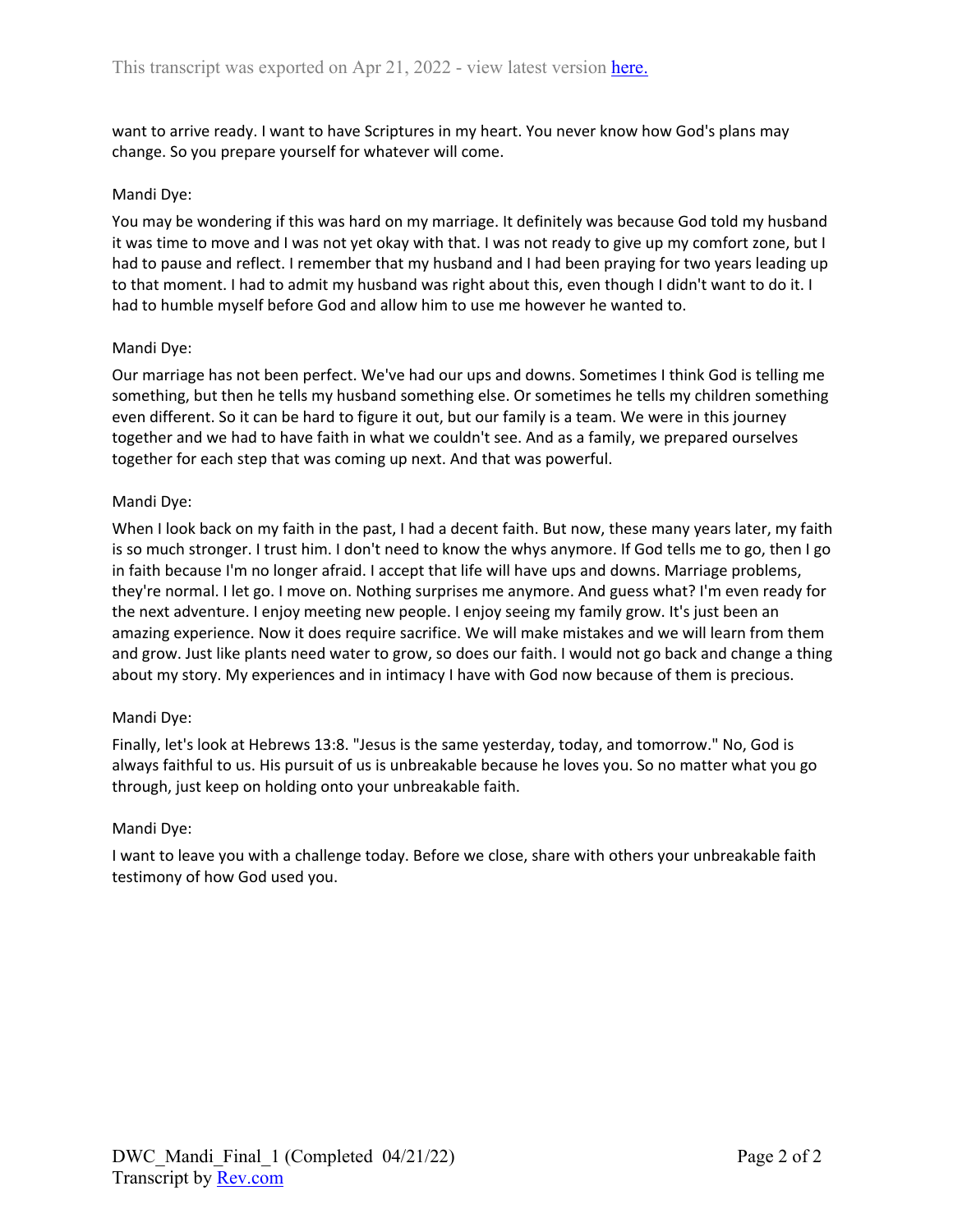want to arrive ready. I want to have Scriptures in my heart. You never know how God's plans may change. So you prepare yourself for whatever will come.

Mandi Dye:

You may be wondering if this was hard on my marriage. It definitely was because God told my husband it was time to move and I was not yet okay with that. I was not ready to give up my comfort zone, but I had to pause and reflect. I remember that my husband and I had been praying for two years leading up to that moment. I had to admit my husband was right about this, even though I didn't want to do it. I had to humble myself before God and allow him to use me however he wanted to.

Mandi Dye:

Our marriage has not been perfect. We've had our ups and downs. Sometimes I think God is telling me something, but then he tells my husband something else. Or sometimes he tells my children something even different. So it can be hard to figure it out, but our family is a team. We were in this journey together and we had to have faith in what we couldn't see. And as a family, we prepared ourselves together for each step that was coming up next. And that was powerful.

Mandi Dye:

When I look back on my faith in the past, I had a decent faith. But now, these many years later, my faith is so much stronger. I trust him. I don't need to know the whys anymore. If God tells me to go, then I go in faith because I'm no longer afraid. I accept that life will have ups and downs. Marriage problems, they're normal. I let go. I move on. Nothing surprises me anymore. And guess what? I'm even ready for the next adventure. I enjoy meeting new people. I enjoy seeing my family grow. It's just been an amazing experience. Now it does require sacrifice. We will make mistakes and we will learn from them and grow. Just like plants need water to grow, so does our faith. I would not go back and change a thing about my story. My experiences and in intimacy I have with God now because of them is precious.

Mandi Dye:

Finally, let's look at Hebrews 13:8. "Jesus is the same yesterday, today, and tomorrow." No, God is always faithful to us. His pursuit of us is unbreakable because he loves you. So no matter what you go through, just keep on holding onto your unbreakable faith.

Mandi Dye:

I want to leave you with a challenge today. Before we close, share with others your unbreakable faith testimony of how God used you.